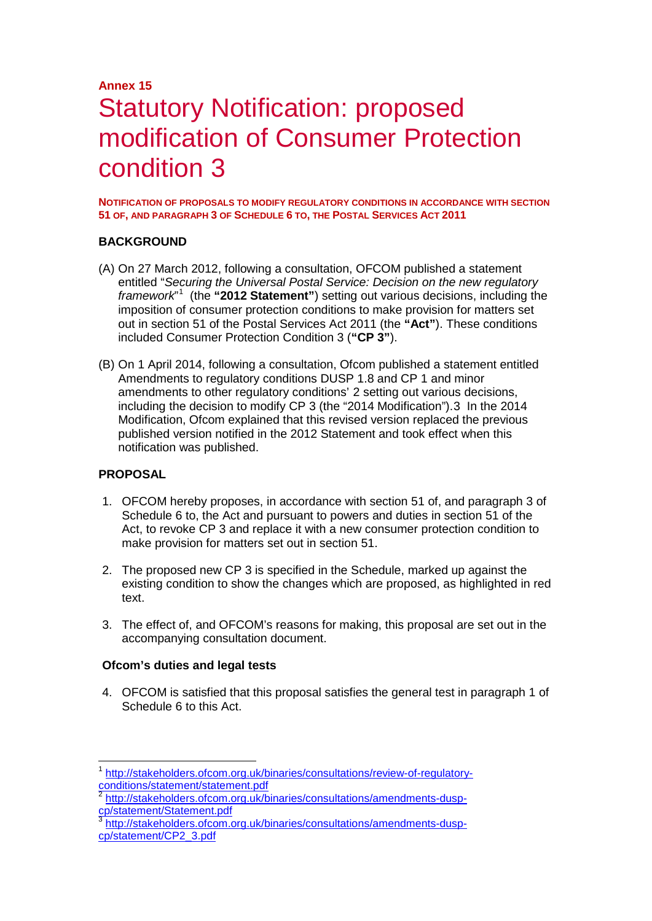**Annex 15**

# Statutory Notification: proposed modification of Consumer Protection condition 3

**NOTIFICATION OF PROPOSALS TO MODIFY REGULATORY CONDITIONS IN ACCORDANCE WITH SECTION 51 OF, AND PARAGRAPH 3 OF SCHEDULE 6 TO, THE POSTAL SERVICES ACT 2011**

## BACKGROUND

(A) On 27 March 2012, following a consultation, OFCOM published a statement entitled "*Securing the Universal Postal Service: Decision on the new regulatory framework*"[1] (the **"2012 Statement"**) setting out various decisions, including the imposition of consumer protection conditions to make provision for matters set out in section 51 of the Postal Services Act 2011 (the **"Act"**). These conditions included Consumer Protection Condition 3 (**"CP 3"**).

(B) On 1 April 2014, following a consultation, Ofcom published a statement entitled Amendments to regulatory conditions DUSP 1.8 and CP 1 and minor amendments to other regulatory conditions' 2 setting out various decisions, including the decision to modify CP 3 (the "2014 Modification").3 In the 2014 Modification, Ofcom explained that this revised version replaced the previous published version notified in the 2012 Statement and took effect when this notification was published.

## PROPOSAL

1. OFCOM hereby proposes, in accordance with section 51 of, and paragraph 3 of Schedule 6 to, the Act and pursuant to powers and duties in section 51 of the Act, to revoke CP 3 and replace it with a new consumer protection condition to make provision for matters set out in section 51.

2. The proposed new CP 3 is specified in the Schedule, marked up against the existing condition to show the changes which are proposed, as highlighted in red text.

3. The effect of, and OFCOM's reasons for making, this proposal are set out in the accompanying consultation document.

### Ofcom's duties and legal tests

4. OFCOM is satisfied that this proposal satisfies the general test in paragraph 1 of Schedule 6 to this Act.

---

[1] http://stakeholders.ofcom.org.uk/binaries/consultations/review-of-regulatory-conditions/statement/statement.pdf

[2] http://stakeholders.ofcom.org.uk/binaries/consultations/amendments-dusp-cp/statement/Statement.pdf

[3] http://stakeholders.ofcom.org.uk/binaries/consultations/amendments-dusp-cp/statement/CP2_3.pdf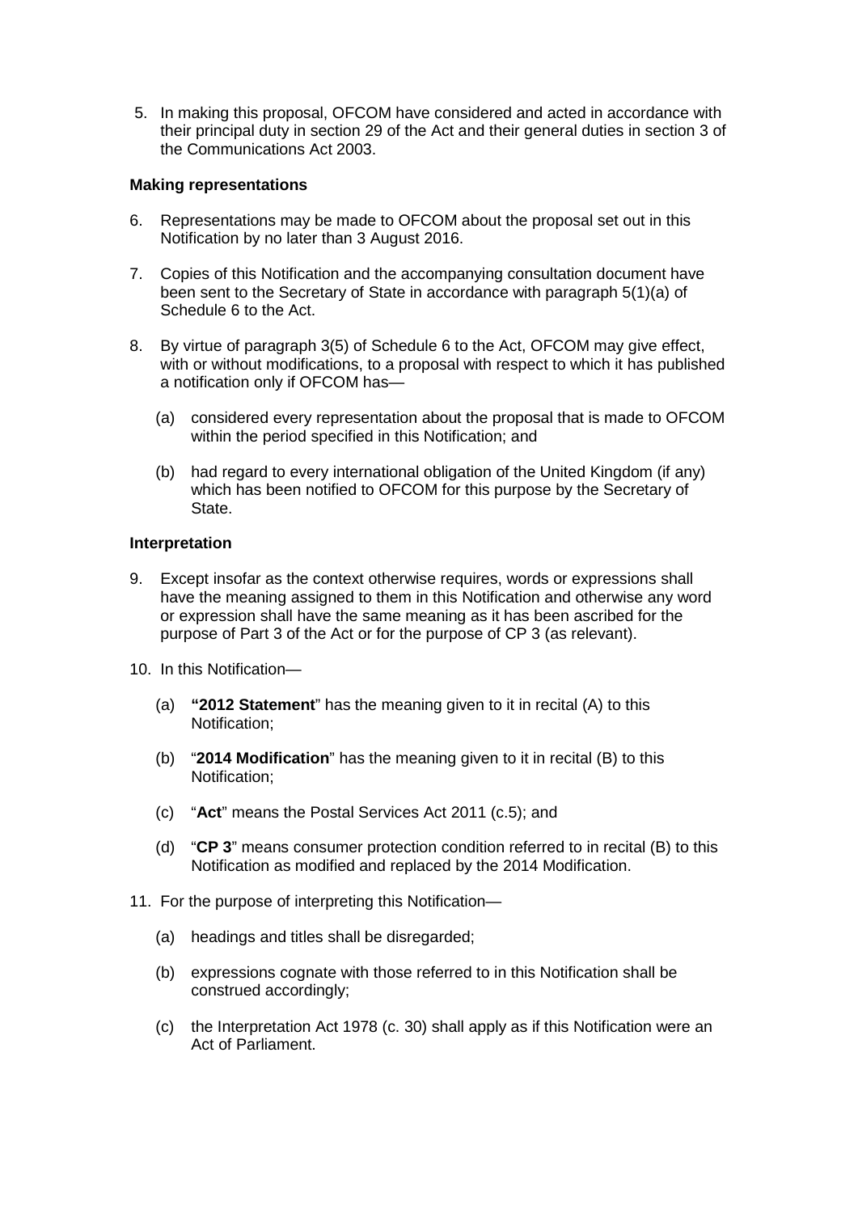5. In making this proposal, OFCOM have considered and acted in accordance with their principal duty in section 29 of the Act and their general duties in section 3 of the Communications Act 2003.

**Making representations**

6. Representations may be made to OFCOM about the proposal set out in this Notification by no later than 3 August 2016.

7. Copies of this Notification and the accompanying consultation document have been sent to the Secretary of State in accordance with paragraph 5(1)(a) of Schedule 6 to the Act.

8. By virtue of paragraph 3(5) of Schedule 6 to the Act, OFCOM may give effect, with or without modifications, to a proposal with respect to which it has published a notification only if OFCOM has—

   (a) considered every representation about the proposal that is made to OFCOM within the period specified in this Notification; and

   (b) had regard to every international obligation of the United Kingdom (if any) which has been notified to OFCOM for this purpose by the Secretary of State.

**Interpretation**

9. Except insofar as the context otherwise requires, words or expressions shall have the meaning assigned to them in this Notification and otherwise any word or expression shall have the same meaning as it has been ascribed for the purpose of Part 3 of the Act or for the purpose of CP 3 (as relevant).

10. In this Notification—

    (a) **"2012 Statement**" has the meaning given to it in recital (A) to this Notification;

    (b) "**2014 Modification**" has the meaning given to it in recital (B) to this Notification;

    (c) "**Act**" means the Postal Services Act 2011 (c.5); and

    (d) "**CP 3**" means consumer protection condition referred to in recital (B) to this Notification as modified and replaced by the 2014 Modification.

11. For the purpose of interpreting this Notification—

    (a) headings and titles shall be disregarded;

    (b) expressions cognate with those referred to in this Notification shall be construed accordingly;

    (c) the Interpretation Act 1978 (c. 30) shall apply as if this Notification were an Act of Parliament.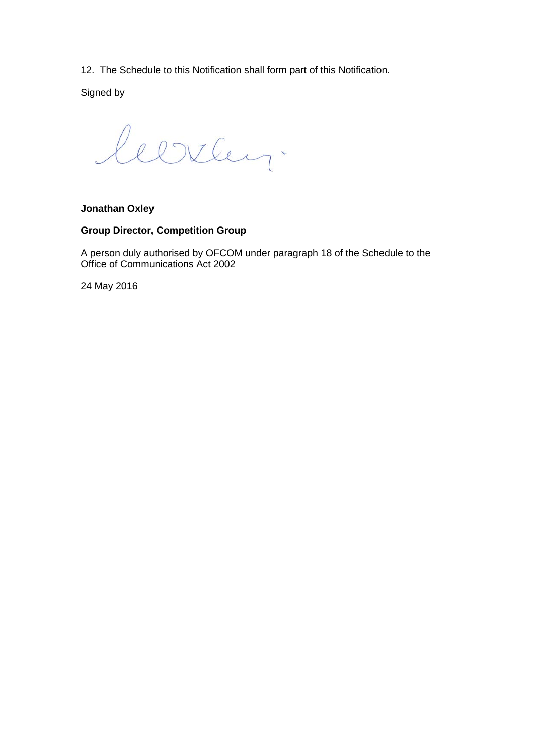12. The Schedule to this Notification shall form part of this Notification.

Signed by

**Jonathan Oxley**

**Group Director, Competition Group**

A person duly authorised by OFCOM under paragraph 18 of the Schedule to the Office of Communications Act 2002

24 May 2016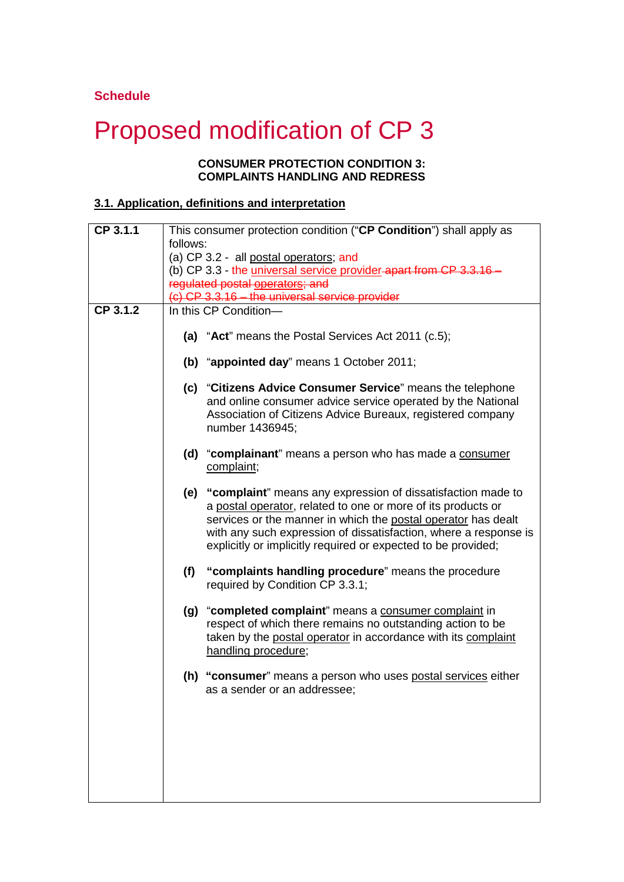**Schedule**

# Proposed modification of CP 3

**CONSUMER PROTECTION CONDITION 3:**
**COMPLAINTS HANDLING AND REDRESS**

## 3.1. Application, definitions and interpretation

| | |
|---|---|
| **CP 3.1.1** | This consumer protection condition ("**CP Condition**") shall apply as follows:<br>(a) CP 3.2 - all postal operators; and<br>(b) CP 3.3 - the universal service provider ~~apart from CP 3.3.16 – regulated postal operators; and~~<br>~~(c) CP 3.3.16 – the universal service provider~~ |
| **CP 3.1.2** | In this CP Condition—<br><br>**(a)** "**Act**" means the Postal Services Act 2011 (c.5);<br><br>**(b)** "**appointed day**" means 1 October 2011;<br><br>**(c)** "**Citizens Advice Consumer Service**" means the telephone and online consumer advice service operated by the National Association of Citizens Advice Bureaux, registered company number 1436945;<br><br>**(d)** "**complainant**" means a person who has made a consumer complaint;<br><br>**(e)** **"complaint**" means any expression of dissatisfaction made to a postal operator, related to one or more of its products or services or the manner in which the postal operator has dealt with any such expression of dissatisfaction, where a response is explicitly or implicitly required or expected to be provided;<br><br>**(f)** **"complaints handling procedure**" means the procedure required by Condition CP 3.3.1;<br><br>**(g)** "**completed complaint**" means a consumer complaint in respect of which there remains no outstanding action to be taken by the postal operator in accordance with its complaint handling procedure;<br><br>**(h)** **"consumer**" means a person who uses postal services either as a sender or an addressee; |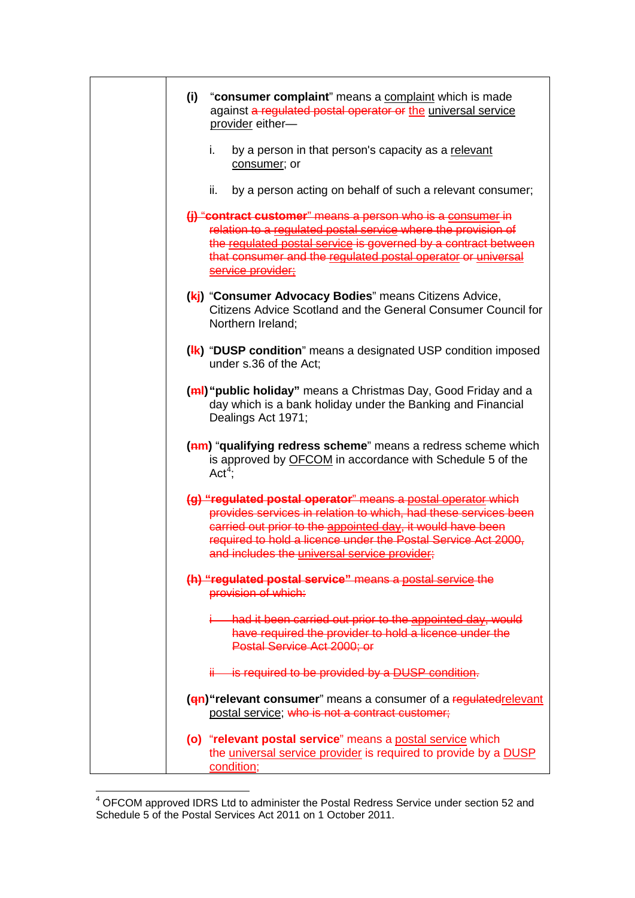| | |
|---|---|
| | **(i)** "**consumer complaint**" means a complaint which is made against ~~a regulated postal operator or~~ the universal service provider either—<br><br>i. by a person in that person's capacity as a relevant consumer; or<br><br>ii. by a person acting on behalf of such a relevant consumer;<br><br>~~(j) "**contract customer**" means a person who is a consumer in relation to a regulated postal service where the provision of the regulated postal service is governed by a contract between that consumer and the regulated postal operator or universal service provider;~~<br><br>**(~~k~~j)** "**Consumer Advocacy Bodies**" means Citizens Advice, Citizens Advice Scotland and the General Consumer Council for Northern Ireland;<br><br>**(~~l~~k)** "**DUSP condition**" means a designated USP condition imposed under s.36 of the Act;<br><br>**(~~m~~l)** "**public holiday**" means a Christmas Day, Good Friday and a day which is a bank holiday under the Banking and Financial Dealings Act 1971;<br><br>**(~~n~~m)** "**qualifying redress scheme**" means a redress scheme which is approved by OFCOM in accordance with Schedule 5 of the Act[4];<br><br>~~(g) "**regulated postal operator**" means a postal operator which provides services in relation to which, had these services been carried out prior to the appointed day, it would have been required to hold a licence under the Postal Service Act 2000, and includes the universal service provider;~~<br><br>~~(h) "**regulated postal service**" means a postal service the provision of which:~~<br><br>~~i had it been carried out prior to the appointed day, would have required the provider to hold a licence under the Postal Service Act 2000; or~~<br><br>~~ii is required to be provided by a DUSP condition.~~<br><br>**(~~q~~n)** "**relevant consumer**" means a consumer of a ~~regulated~~relevant postal service; ~~who is not a contract customer;~~<br><br>**(o)** "**relevant postal service**" means a postal service which the universal service provider is required to provide by a DUSP condition; |

[4] OFCOM approved IDRS Ltd to administer the Postal Redress Service under section 52 and Schedule 5 of the Postal Services Act 2011 on 1 October 2011.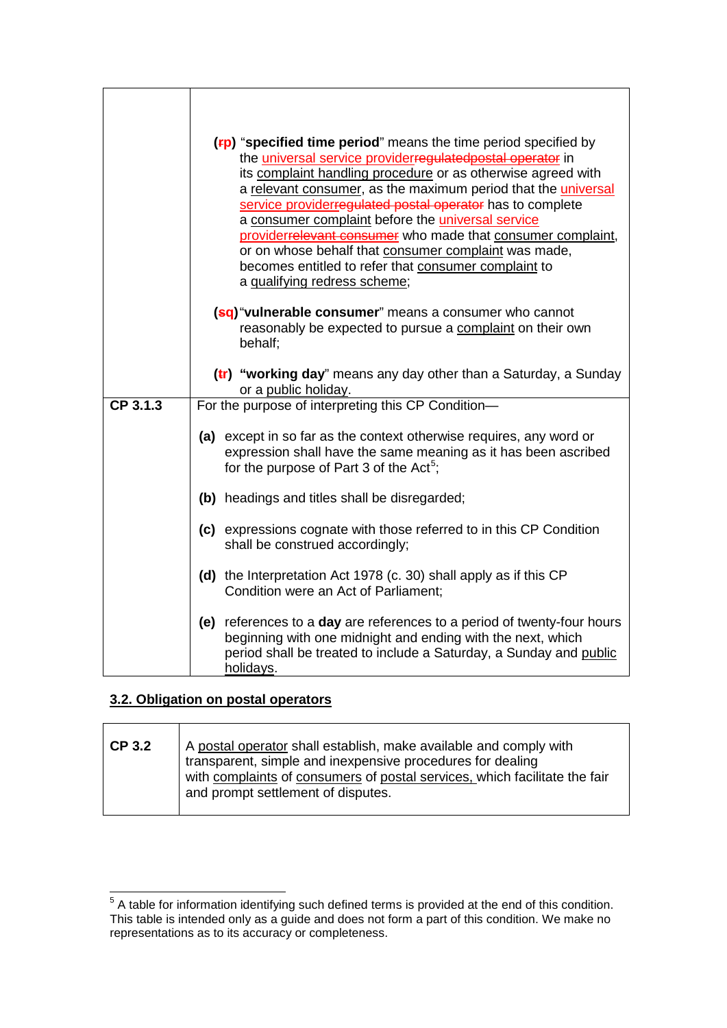| | |
|---|---|
| | **(~~r~~p)** "**specified time period**" means the time period specified by the universal service provider~~regulatedpostal operator~~ in its complaint handling procedure or as otherwise agreed with a relevant consumer, as the maximum period that the universal service provider~~regulated postal operator~~ has to complete a consumer complaint before the universal service provider~~relevant consumer~~ who made that consumer complaint, or on whose behalf that consumer complaint was made, becomes entitled to refer that consumer complaint to a qualifying redress scheme;<br><br>**(~~s~~q)** "**vulnerable consumer**" means a consumer who cannot reasonably be expected to pursue a complaint on their own behalf;<br><br>**(~~t~~r)** "**working day**" means any day other than a Saturday, a Sunday or a public holiday. |
| **CP 3.1.3** | For the purpose of interpreting this CP Condition—<br><br>**(a)** except in so far as the context otherwise requires, any word or expression shall have the same meaning as it has been ascribed for the purpose of Part 3 of the Act[5];<br><br>**(b)** headings and titles shall be disregarded;<br><br>**(c)** expressions cognate with those referred to in this CP Condition shall be construed accordingly;<br><br>**(d)** the Interpretation Act 1978 (c. 30) shall apply as if this CP Condition were an Act of Parliament;<br><br>**(e)** references to a **day** are references to a period of twenty-four hours beginning with one midnight and ending with the next, which period shall be treated to include a Saturday, a Sunday and public holidays. |

## 3.2. Obligation on postal operators

| | |
|---|---|
| **CP 3.2** | A postal operator shall establish, make available and comply with transparent, simple and inexpensive procedures for dealing with complaints of consumers of postal services, which facilitate the fair and prompt settlement of disputes. |

[5] A table for information identifying such defined terms is provided at the end of this condition. This table is intended only as a guide and does not form a part of this condition. We make no representations as to its accuracy or completeness.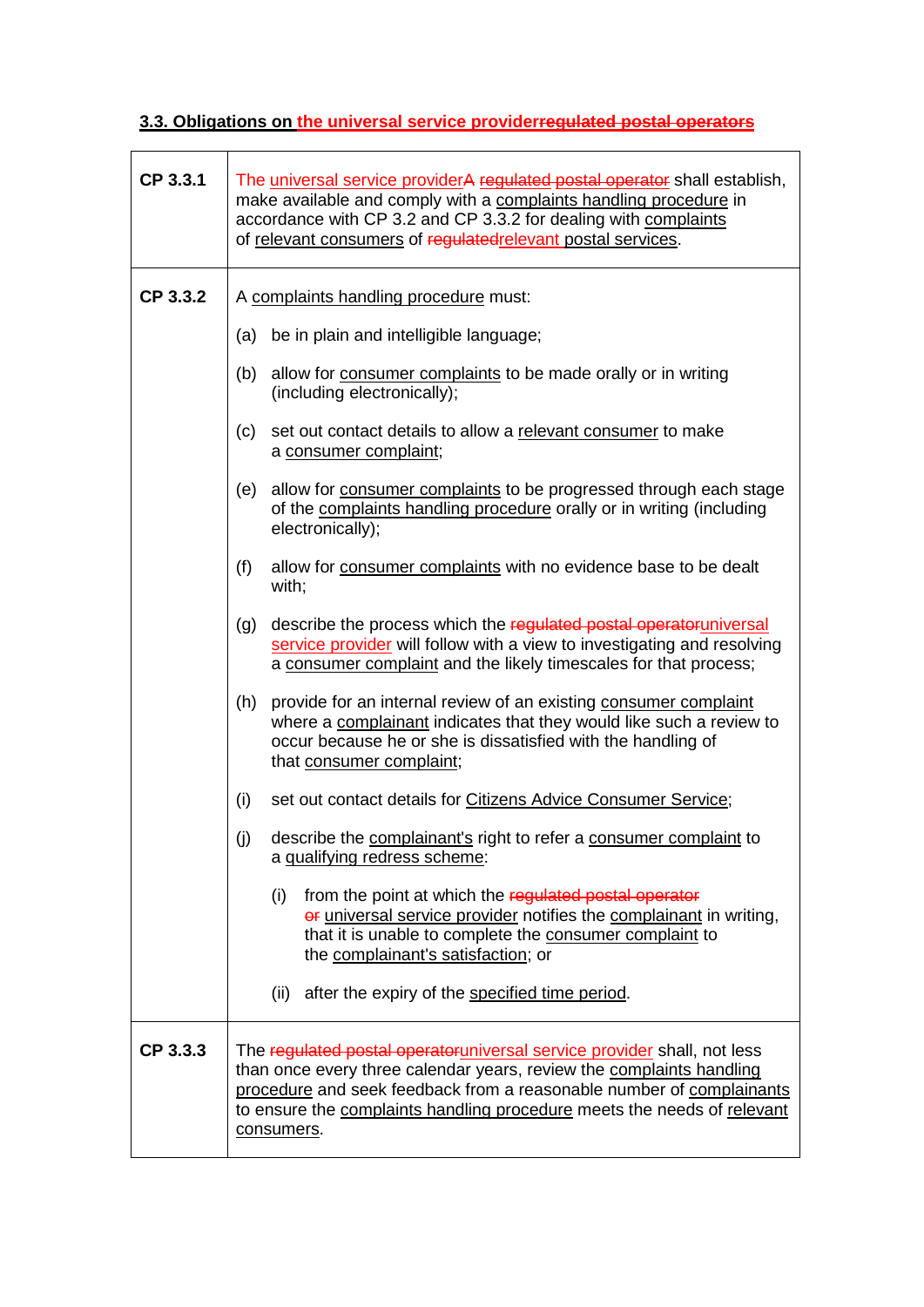### 3.3. Obligations on ~~regulated postal operators~~ the universal service provider

| | |
|---|---|
| CP 3.3.1 | ~~A regulated postal operator~~ The universal service provider shall establish, make available and comply with a complaints handling procedure in accordance with CP 3.2 and CP 3.3.2 for dealing with complaints of relevant consumers of ~~regulated~~ relevant postal services. |
| CP 3.3.2 | A complaints handling procedure must:<br><br>(a) be in plain and intelligible language;<br><br>(b) allow for consumer complaints to be made orally or in writing (including electronically);<br><br>(c) set out contact details to allow a relevant consumer to make a consumer complaint;<br><br>(e) allow for consumer complaints to be progressed through each stage of the complaints handling procedure orally or in writing (including electronically);<br><br>(f) allow for consumer complaints with no evidence base to be dealt with;<br><br>(g) describe the process which the ~~regulated postal operator~~ universal service provider will follow with a view to investigating and resolving a consumer complaint and the likely timescales for that process;<br><br>(h) provide for an internal review of an existing consumer complaint where a complainant indicates that they would like such a review to occur because he or she is dissatisfied with the handling of that consumer complaint;<br><br>(i) set out contact details for Citizens Advice Consumer Service;<br><br>(j) describe the complainant's right to refer a consumer complaint to a qualifying redress scheme:<br><br>(i) from the point at which the ~~regulated postal operator or~~ universal service provider notifies the complainant in writing, that it is unable to complete the consumer complaint to the complainant's satisfaction; or<br><br>(ii) after the expiry of the specified time period. |
| CP 3.3.3 | The ~~regulated postal operator~~ universal service provider shall, not less than once every three calendar years, review the complaints handling procedure and seek feedback from a reasonable number of complainants to ensure the complaints handling procedure meets the needs of relevant consumers. |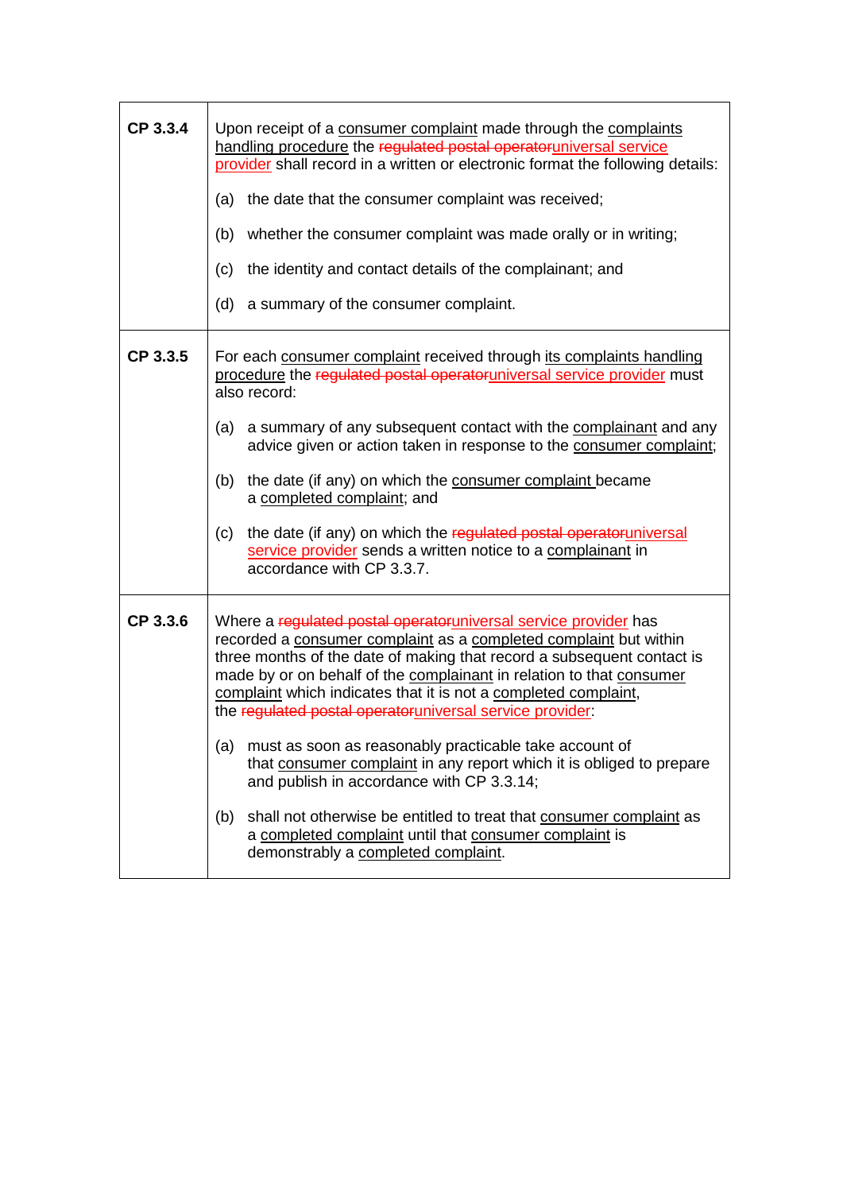| | |
|---|---|
| **CP 3.3.4** | Upon receipt of a consumer complaint made through the complaints handling procedure the ~~regulated postal operator~~universal service provider shall record in a written or electronic format the following details:<br><br>(a) the date that the consumer complaint was received;<br><br>(b) whether the consumer complaint was made orally or in writing;<br><br>(c) the identity and contact details of the complainant; and<br><br>(d) a summary of the consumer complaint. |
| **CP 3.3.5** | For each consumer complaint received through its complaints handling procedure the ~~regulated postal operator~~universal service provider must also record:<br><br>(a) a summary of any subsequent contact with the complainant and any advice given or action taken in response to the consumer complaint;<br><br>(b) the date (if any) on which the consumer complaint became a completed complaint; and<br><br>(c) the date (if any) on which the ~~regulated postal operator~~universal service provider sends a written notice to a complainant in accordance with CP 3.3.7. |
| **CP 3.3.6** | Where a ~~regulated postal operator~~universal service provider has recorded a consumer complaint as a completed complaint but within three months of the date of making that record a subsequent contact is made by or on behalf of the complainant in relation to that consumer complaint which indicates that it is not a completed complaint, the ~~regulated postal operator~~universal service provider:<br><br>(a) must as soon as reasonably practicable take account of that consumer complaint in any report which it is obliged to prepare and publish in accordance with CP 3.3.14;<br><br>(b) shall not otherwise be entitled to treat that consumer complaint as a completed complaint until that consumer complaint is demonstrably a completed complaint. |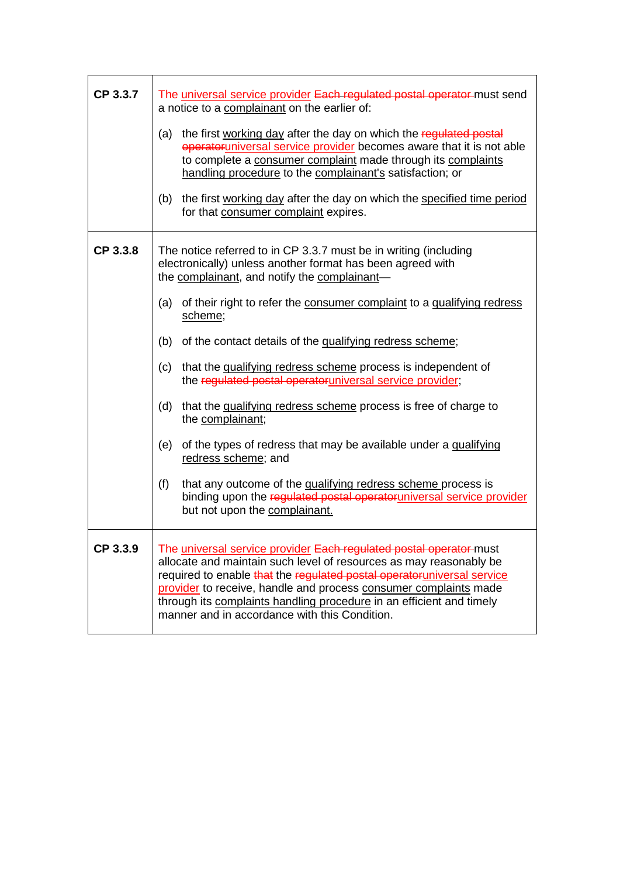| | |
|---|---|
| **CP 3.3.7** | The universal service provider ~~Each regulated postal operator~~ must send a notice to a complainant on the earlier of:<br><br>(a) the first working day after the day on which the ~~regulated postal operator~~universal service provider becomes aware that it is not able to complete a consumer complaint made through its complaints handling procedure to the complainant's satisfaction; or<br><br>(b) the first working day after the day on which the specified time period for that consumer complaint expires. |
| **CP 3.3.8** | The notice referred to in CP 3.3.7 must be in writing (including electronically) unless another format has been agreed with the complainant, and notify the complainant—<br><br>(a) of their right to refer the consumer complaint to a qualifying redress scheme;<br><br>(b) of the contact details of the qualifying redress scheme;<br><br>(c) that the qualifying redress scheme process is independent of the ~~regulated postal operator~~universal service provider;<br><br>(d) that the qualifying redress scheme process is free of charge to the complainant;<br><br>(e) of the types of redress that may be available under a qualifying redress scheme; and<br><br>(f) that any outcome of the qualifying redress scheme process is binding upon the ~~regulated postal operator~~universal service provider but not upon the complainant. |
| **CP 3.3.9** | The universal service provider ~~Each regulated postal operator~~ must allocate and maintain such level of resources as may reasonably be required to enable ~~that~~ the ~~regulated postal operator~~universal service provider to receive, handle and process consumer complaints made through its complaints handling procedure in an efficient and timely manner and in accordance with this Condition. |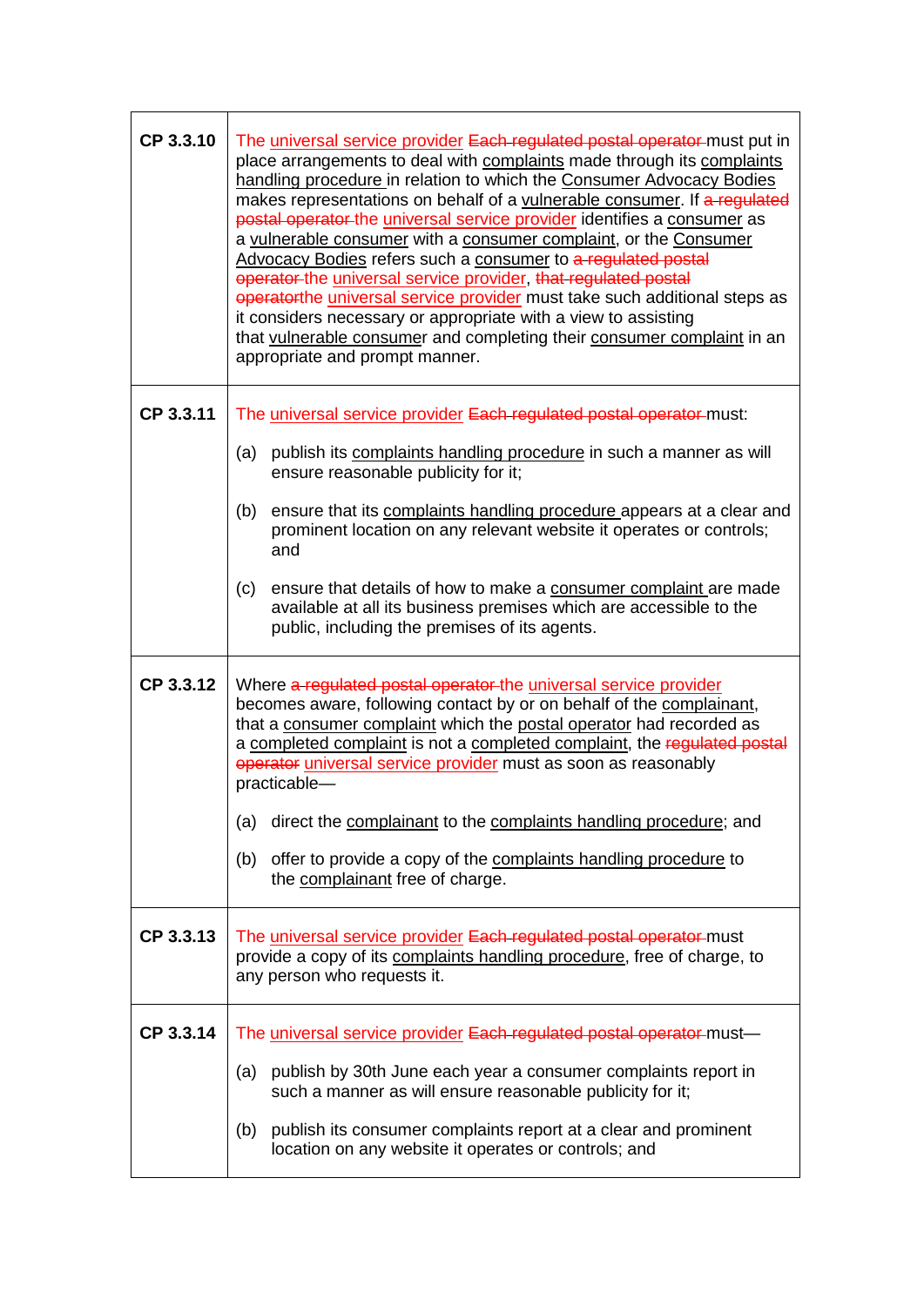| | |
|---|---|
| CP 3.3.10 | The universal service provider ~~Each regulated postal operator~~ must put in place arrangements to deal with complaints made through its complaints handling procedure in relation to which the Consumer Advocacy Bodies makes representations on behalf of a vulnerable consumer. If ~~a regulated postal operator~~ the universal service provider identifies a consumer as a vulnerable consumer with a consumer complaint, or the Consumer Advocacy Bodies refers such a consumer to ~~a regulated postal operator~~ the universal service provider, ~~that regulated postal operator~~the universal service provider must take such additional steps as it considers necessary or appropriate with a view to assisting that vulnerable consumer and completing their consumer complaint in an appropriate and prompt manner. |
| CP 3.3.11 | The universal service provider ~~Each regulated postal operator~~ must:<br><br>(a) publish its complaints handling procedure in such a manner as will ensure reasonable publicity for it;<br><br>(b) ensure that its complaints handling procedure appears at a clear and prominent location on any relevant website it operates or controls; and<br><br>(c) ensure that details of how to make a consumer complaint are made available at all its business premises which are accessible to the public, including the premises of its agents. |
| CP 3.3.12 | Where ~~a regulated postal operator~~ the universal service provider becomes aware, following contact by or on behalf of the complainant, that a consumer complaint which the postal operator had recorded as a completed complaint is not a completed complaint, the ~~regulated postal operator~~ universal service provider must as soon as reasonably practicable—<br><br>(a) direct the complainant to the complaints handling procedure; and<br><br>(b) offer to provide a copy of the complaints handling procedure to the complainant free of charge. |
| CP 3.3.13 | The universal service provider ~~Each regulated postal operator~~ must provide a copy of its complaints handling procedure, free of charge, to any person who requests it. |
| CP 3.3.14 | The universal service provider ~~Each regulated postal operator~~ must—<br><br>(a) publish by 30th June each year a consumer complaints report in such a manner as will ensure reasonable publicity for it;<br><br>(b) publish its consumer complaints report at a clear and prominent location on any website it operates or controls; and |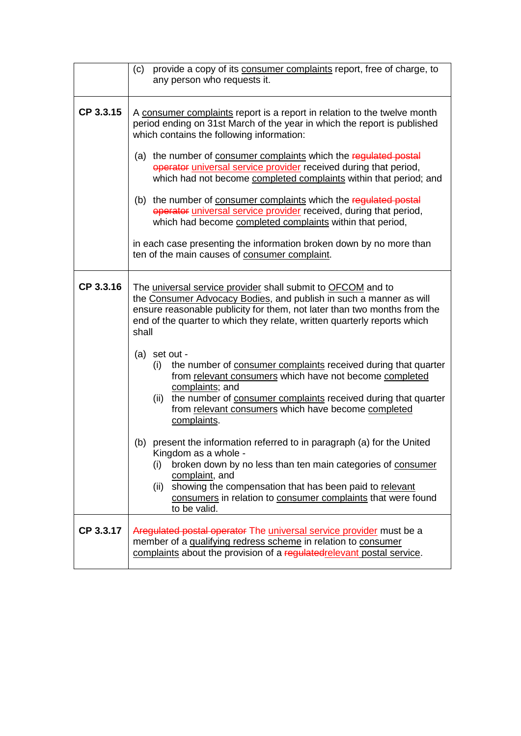| | |
|---|---|
| | (c) provide a copy of its consumer complaints report, free of charge, to any person who requests it. |
| **CP 3.3.15** | A consumer complaints report is a report in relation to the twelve month period ending on 31st March of the year in which the report is published which contains the following information:<br><br>(a) the number of consumer complaints which the ~~regulated postal operator~~ universal service provider received during that period, which had not become completed complaints within that period; and<br><br>(b) the number of consumer complaints which the ~~regulated postal operator~~ universal service provider received, during that period, which had become completed complaints within that period,<br><br>in each case presenting the information broken down by no more than ten of the main causes of consumer complaint. |
| **CP 3.3.16** | The universal service provider shall submit to OFCOM and to the Consumer Advocacy Bodies, and publish in such a manner as will ensure reasonable publicity for them, not later than two months from the end of the quarter to which they relate, written quarterly reports which shall<br><br>(a) set out -<br>(i) the number of consumer complaints received during that quarter from relevant consumers which have not become completed complaints; and<br>(ii) the number of consumer complaints received during that quarter from relevant consumers which have become completed complaints.<br><br>(b) present the information referred to in paragraph (a) for the United Kingdom as a whole -<br>(i) broken down by no less than ten main categories of consumer complaint, and<br>(ii) showing the compensation that has been paid to relevant consumers in relation to consumer complaints that were found to be valid. |
| **CP 3.3.17** | ~~Aregulated postal operator~~ The universal service provider must be a member of a qualifying redress scheme in relation to consumer complaints about the provision of a ~~regulated~~relevant postal service. |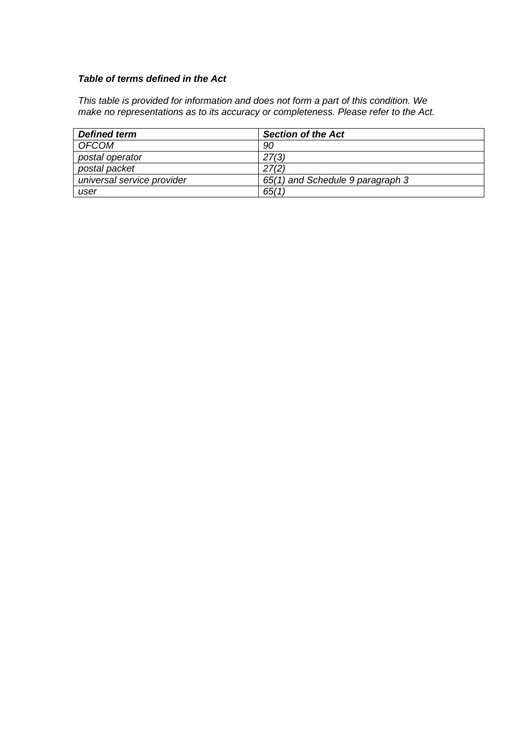***Table of terms defined in the Act***

*This table is provided for information and does not form a part of this condition. We make no representations as to its accuracy or completeness. Please refer to the Act.*

| ***Defined term*** | ***Section of the Act*** |
| --- | --- |
| *OFCOM* | *90* |
| *postal operator* | *27(3)* |
| *postal packet* | *27(2)* |
| *universal service provider* | *65(1) and Schedule 9 paragraph 3* |
| *user* | *65(1)* |